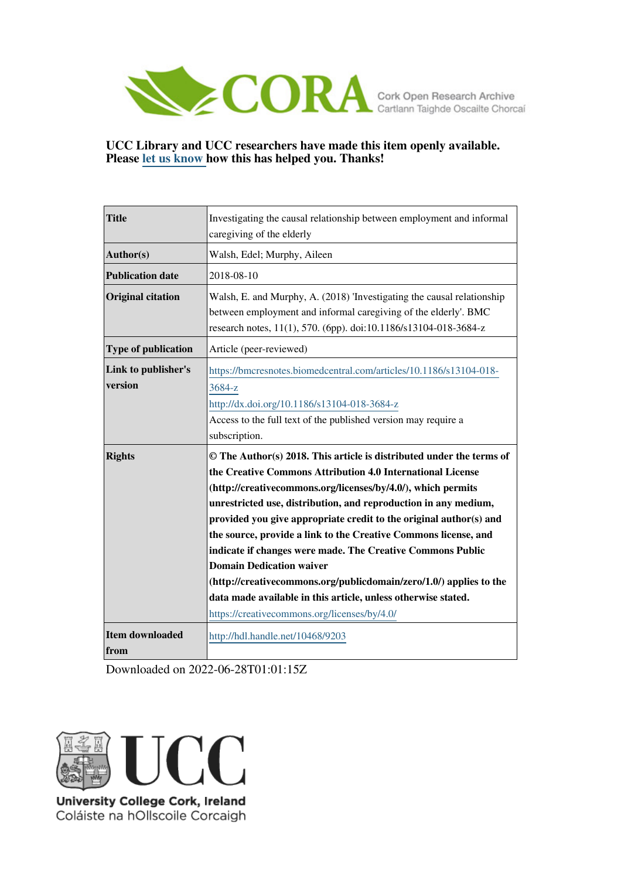CORA Cork Open Research Archive
Cartlann Taighde Oscailte Chorcaí

**UCC Library and UCC researchers have made this item openly available. Please let us know how this has helped you. Thanks!**

| | |
|---|---|
| **Title** | Investigating the causal relationship between employment and informal caregiving of the elderly |
| **Author(s)** | Walsh, Edel; Murphy, Aileen |
| **Publication date** | 2018-08-10 |
| **Original citation** | Walsh, E. and Murphy, A. (2018) 'Investigating the causal relationship between employment and informal caregiving of the elderly'. BMC research notes, 11(1), 570. (6pp). doi:10.1186/s13104-018-3684-z |
| **Type of publication** | Article (peer-reviewed) |
| **Link to publisher's version** | https://bmcresnotes.biomedcentral.com/articles/10.1186/s13104-018-3684-z<br>http://dx.doi.org/10.1186/s13104-018-3684-z<br>Access to the full text of the published version may require a subscription. |
| **Rights** | **© The Author(s) 2018. This article is distributed under the terms of the Creative Commons Attribution 4.0 International License (http://creativecommons.org/licenses/by/4.0/), which permits unrestricted use, distribution, and reproduction in any medium, provided you give appropriate credit to the original author(s) and the source, provide a link to the Creative Commons license, and indicate if changes were made. The Creative Commons Public Domain Dedication waiver (http://creativecommons.org/publicdomain/zero/1.0/) applies to the data made available in this article, unless otherwise stated.**<br>https://creativecommons.org/licenses/by/4.0/ |
| **Item downloaded from** | http://hdl.handle.net/10468/9203 |

Downloaded on 2022-06-28T01:01:15Z

UCC
University College Cork, Ireland
Coláiste na hOllscoile Corcaigh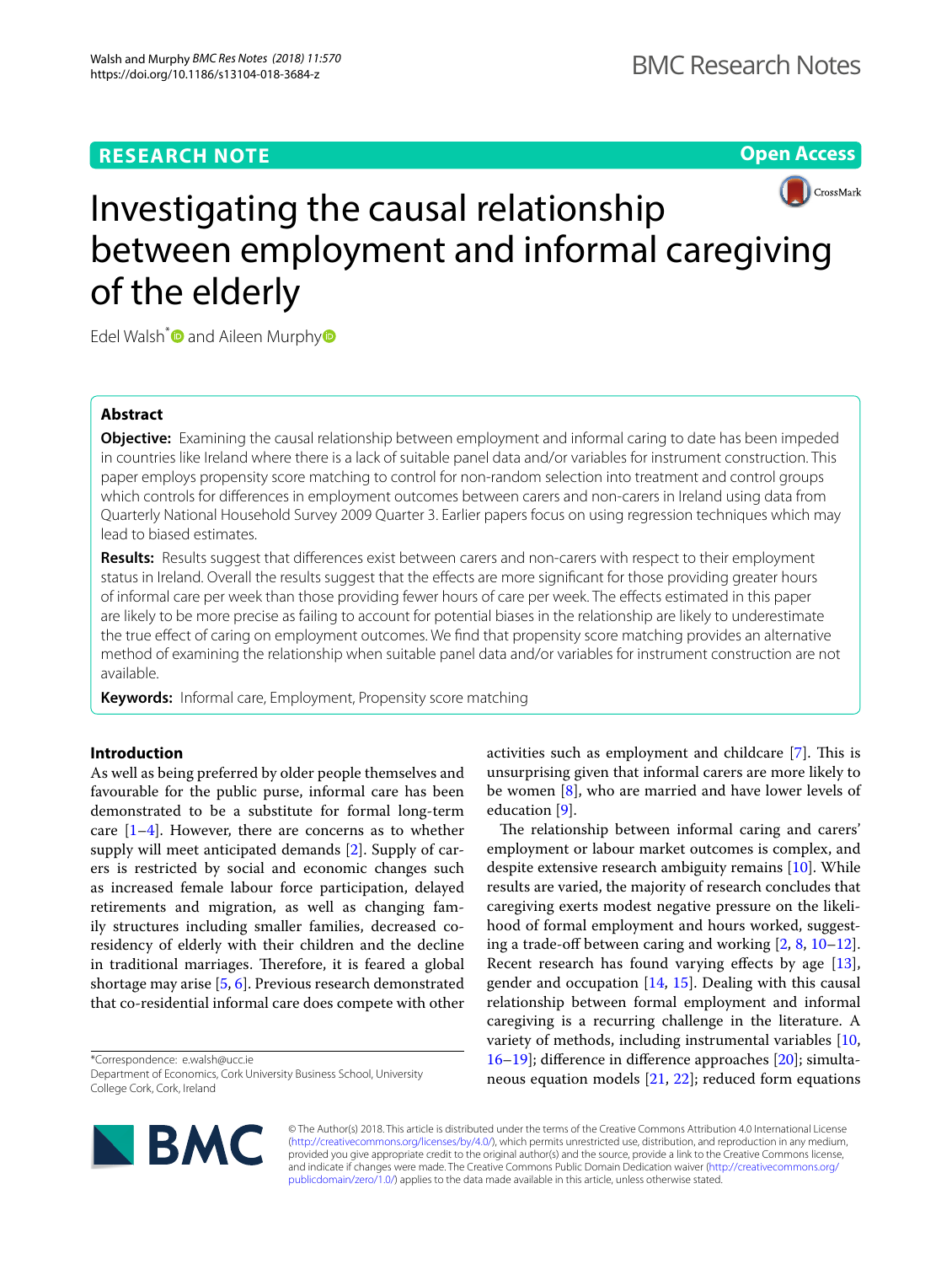## RESEARCH NOTE

# Investigating the causal relationship between employment and informal caregiving of the elderly

Edel Walsh* and Aileen Murphy

### Abstract

**Objective:** Examining the causal relationship between employment and informal caring to date has been impeded in countries like Ireland where there is a lack of suitable panel data and/or variables for instrument construction. This paper employs propensity score matching to control for non-random selection into treatment and control groups which controls for differences in employment outcomes between carers and non-carers in Ireland using data from Quarterly National Household Survey 2009 Quarter 3. Earlier papers focus on using regression techniques which may lead to biased estimates.

**Results:** Results suggest that differences exist between carers and non-carers with respect to their employment status in Ireland. Overall the results suggest that the effects are more significant for those providing greater hours of informal care per week than those providing fewer hours of care per week. The effects estimated in this paper are likely to be more precise as failing to account for potential biases in the relationship are likely to underestimate the true effect of caring on employment outcomes. We find that propensity score matching provides an alternative method of examining the relationship when suitable panel data and/or variables for instrument construction are not available.

**Keywords:** Informal care, Employment, Propensity score matching

### Introduction

As well as being preferred by older people themselves and favourable for the public purse, informal care has been demonstrated to be a substitute for formal long-term care [1–4]. However, there are concerns as to whether supply will meet anticipated demands [2]. Supply of carers is restricted by social and economic changes such as increased female labour force participation, delayed retirements and migration, as well as changing family structures including smaller families, decreased co-residency of elderly with their children and the decline in traditional marriages. Therefore, it is feared a global shortage may arise [5, 6]. Previous research demonstrated that co-residential informal care does compete with other activities such as employment and childcare [7]. This is unsurprising given that informal carers are more likely to be women [8], who are married and have lower levels of education [9].

The relationship between informal caring and carers' employment or labour market outcomes is complex, and despite extensive research ambiguity remains [10]. While results are varied, the majority of research concludes that caregiving exerts modest negative pressure on the likelihood of formal employment and hours worked, suggesting a trade-off between caring and working [2, 8, 10–12]. Recent research has found varying effects by age [13], gender and occupation [14, 15]. Dealing with this causal relationship between formal employment and informal caregiving is a recurring challenge in the literature. A variety of methods, including instrumental variables [10, 16–19]; difference in difference approaches [20]; simultaneous equation models [21, 22]; reduced form equations

*Correspondence: e.walsh@ucc.ie
Department of Economics, Cork University Business School, University College Cork, Cork, Ireland

© The Author(s) 2018. This article is distributed under the terms of the Creative Commons Attribution 4.0 International License (http://creativecommons.org/licenses/by/4.0/), which permits unrestricted use, distribution, and reproduction in any medium, provided you give appropriate credit to the original author(s) and the source, provide a link to the Creative Commons license, and indicate if changes were made. The Creative Commons Public Domain Dedication waiver (http://creativecommons.org/publicdomain/zero/1.0/) applies to the data made available in this article, unless otherwise stated.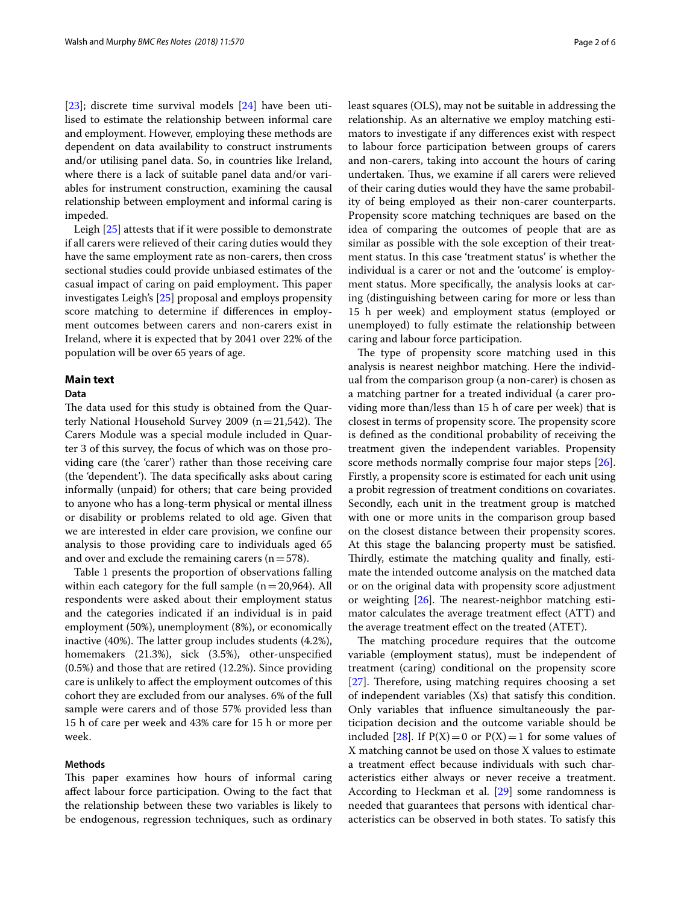[23]; discrete time survival models [24] have been utilised to estimate the relationship between informal care and employment. However, employing these methods are dependent on data availability to construct instruments and/or utilising panel data. So, in countries like Ireland, where there is a lack of suitable panel data and/or variables for instrument construction, examining the causal relationship between employment and informal caring is impeded.

Leigh [25] attests that if it were possible to demonstrate if all carers were relieved of their caring duties would they have the same employment rate as non-carers, then cross sectional studies could provide unbiased estimates of the casual impact of caring on paid employment. This paper investigates Leigh's [25] proposal and employs propensity score matching to determine if differences in employment outcomes between carers and non-carers exist in Ireland, where it is expected that by 2041 over 22% of the population will be over 65 years of age.

## Main text

### Data

The data used for this study is obtained from the Quarterly National Household Survey 2009 (n = 21,542). The Carers Module was a special module included in Quarter 3 of this survey, the focus of which was on those providing care (the 'carer') rather than those receiving care (the 'dependent'). The data specifically asks about caring informally (unpaid) for others; that care being provided to anyone who has a long-term physical or mental illness or disability or problems related to old age. Given that we are interested in elder care provision, we confine our analysis to those providing care to individuals aged 65 and over and exclude the remaining carers (n = 578).

Table 1 presents the proportion of observations falling within each category for the full sample (n = 20,964). All respondents were asked about their employment status and the categories indicated if an individual is in paid employment (50%), unemployment (8%), or economically inactive (40%). The latter group includes students (4.2%), homemakers (21.3%), sick (3.5%), other-unspecified (0.5%) and those that are retired (12.2%). Since providing care is unlikely to affect the employment outcomes of this cohort they are excluded from our analyses. 6% of the full sample were carers and of those 57% provided less than 15 h of care per week and 43% care for 15 h or more per week.

### Methods

This paper examines how hours of informal caring affect labour force participation. Owing to the fact that the relationship between these two variables is likely to be endogenous, regression techniques, such as ordinary least squares (OLS), may not be suitable in addressing the relationship. As an alternative we employ matching estimators to investigate if any differences exist with respect to labour force participation between groups of carers and non-carers, taking into account the hours of caring undertaken. Thus, we examine if all carers were relieved of their caring duties would they have the same probability of being employed as their non-carer counterparts. Propensity score matching techniques are based on the idea of comparing the outcomes of people that are as similar as possible with the sole exception of their treatment status. In this case 'treatment status' is whether the individual is a carer or not and the 'outcome' is employment status. More specifically, the analysis looks at caring (distinguishing between caring for more or less than 15 h per week) and employment status (employed or unemployed) to fully estimate the relationship between caring and labour force participation.

The type of propensity score matching used in this analysis is nearest neighbor matching. Here the individual from the comparison group (a non-carer) is chosen as a matching partner for a treated individual (a carer providing more than/less than 15 h of care per week) that is closest in terms of propensity score. The propensity score is defined as the conditional probability of receiving the treatment given the independent variables. Propensity score methods normally comprise four major steps [26]. Firstly, a propensity score is estimated for each unit using a probit regression of treatment conditions on covariates. Secondly, each unit in the treatment group is matched with one or more units in the comparison group based on the closest distance between their propensity scores. At this stage the balancing property must be satisfied. Thirdly, estimate the matching quality and finally, estimate the intended outcome analysis on the matched data or on the original data with propensity score adjustment or weighting [26]. The nearest-neighbor matching estimator calculates the average treatment effect (ATT) and the average treatment effect on the treated (ATET).

The matching procedure requires that the outcome variable (employment status), must be independent of treatment (caring) conditional on the propensity score [27]. Therefore, using matching requires choosing a set of independent variables (Xs) that satisfy this condition. Only variables that influence simultaneously the participation decision and the outcome variable should be included [28]. If $P(X) = 0$ or $P(X) = 1$ for some values of X matching cannot be used on those X values to estimate a treatment effect because individuals with such characteristics either always or never receive a treatment. According to Heckman et al. [29] some randomness is needed that guarantees that persons with identical characteristics can be observed in both states. To satisfy this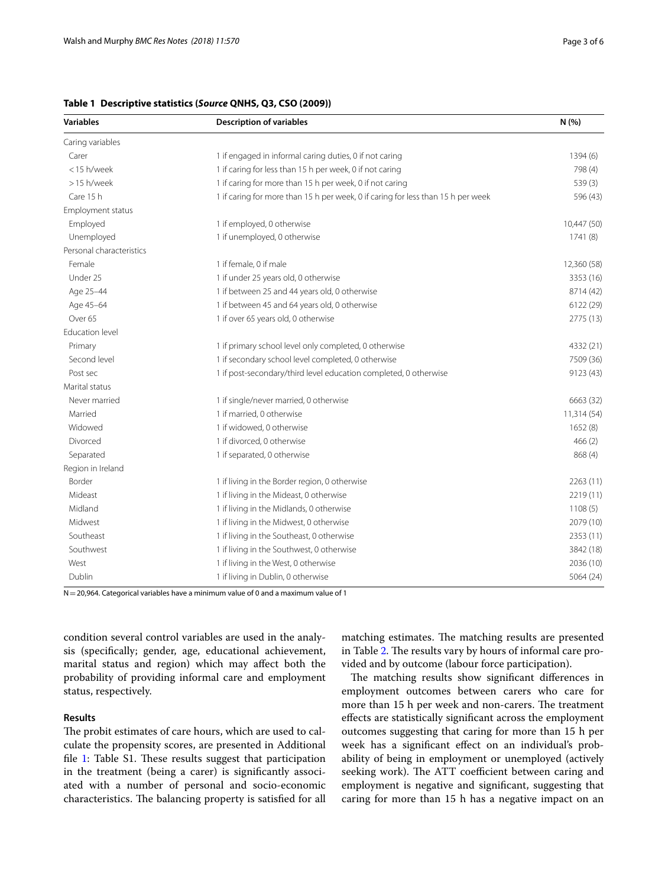**Table 1 Descriptive statistics (*Source* QNHS, Q3, CSO (2009))**

| Variables | Description of variables | N (%) |
|---|---|---|
| Caring variables | | |
| Carer | 1 if engaged in informal caring duties, 0 if not caring | 1394 (6) |
| <15 h/week | 1 if caring for less than 15 h per week, 0 if not caring | 798 (4) |
| >15 h/week | 1 if caring for more than 15 h per week, 0 if not caring | 539 (3) |
| Care 15 h | 1 if caring for more than 15 h per week, 0 if caring for less than 15 h per week | 596 (43) |
| Employment status | | |
| Employed | 1 if employed, 0 otherwise | 10,447 (50) |
| Unemployed | 1 if unemployed, 0 otherwise | 1741 (8) |
| Personal characteristics | | |
| Female | 1 if female, 0 if male | 12,360 (58) |
| Under 25 | 1 if under 25 years old, 0 otherwise | 3353 (16) |
| Age 25–44 | 1 if between 25 and 44 years old, 0 otherwise | 8714 (42) |
| Age 45–64 | 1 if between 45 and 64 years old, 0 otherwise | 6122 (29) |
| Over 65 | 1 if over 65 years old, 0 otherwise | 2775 (13) |
| Education level | | |
| Primary | 1 if primary school level only completed, 0 otherwise | 4332 (21) |
| Second level | 1 if secondary school level completed, 0 otherwise | 7509 (36) |
| Post sec | 1 if post-secondary/third level education completed, 0 otherwise | 9123 (43) |
| Marital status | | |
| Never married | 1 if single/never married, 0 otherwise | 6663 (32) |
| Married | 1 if married, 0 otherwise | 11,314 (54) |
| Widowed | 1 if widowed, 0 otherwise | 1652 (8) |
| Divorced | 1 if divorced, 0 otherwise | 466 (2) |
| Separated | 1 if separated, 0 otherwise | 868 (4) |
| Region in Ireland | | |
| Border | 1 if living in the Border region, 0 otherwise | 2263 (11) |
| Mideast | 1 if living in the Mideast, 0 otherwise | 2219 (11) |
| Midland | 1 if living in the Midlands, 0 otherwise | 1108 (5) |
| Midwest | 1 if living in the Midwest, 0 otherwise | 2079 (10) |
| Southeast | 1 if living in the Southeast, 0 otherwise | 2353 (11) |
| Southwest | 1 if living in the Southwest, 0 otherwise | 3842 (18) |
| West | 1 if living in the West, 0 otherwise | 2036 (10) |
| Dublin | 1 if living in Dublin, 0 otherwise | 5064 (24) |

N = 20,964. Categorical variables have a minimum value of 0 and a maximum value of 1

condition several control variables are used in the analysis (specifically; gender, age, educational achievement, marital status and region) which may affect both the probability of providing informal care and employment status, respectively.

## Results

The probit estimates of care hours, which are used to calculate the propensity scores, are presented in Additional file 1: Table S1. These results suggest that participation in the treatment (being a carer) is significantly associated with a number of personal and socio-economic characteristics. The balancing property is satisfied for all matching estimates. The matching results are presented in Table 2. The results vary by hours of informal care provided and by outcome (labour force participation).

The matching results show significant differences in employment outcomes between carers who care for more than 15 h per week and non-carers. The treatment effects are statistically significant across the employment outcomes suggesting that caring for more than 15 h per week has a significant effect on an individual's probability of being in employment or unemployed (actively seeking work). The ATT coefficient between caring and employment is negative and significant, suggesting that caring for more than 15 h has a negative impact on an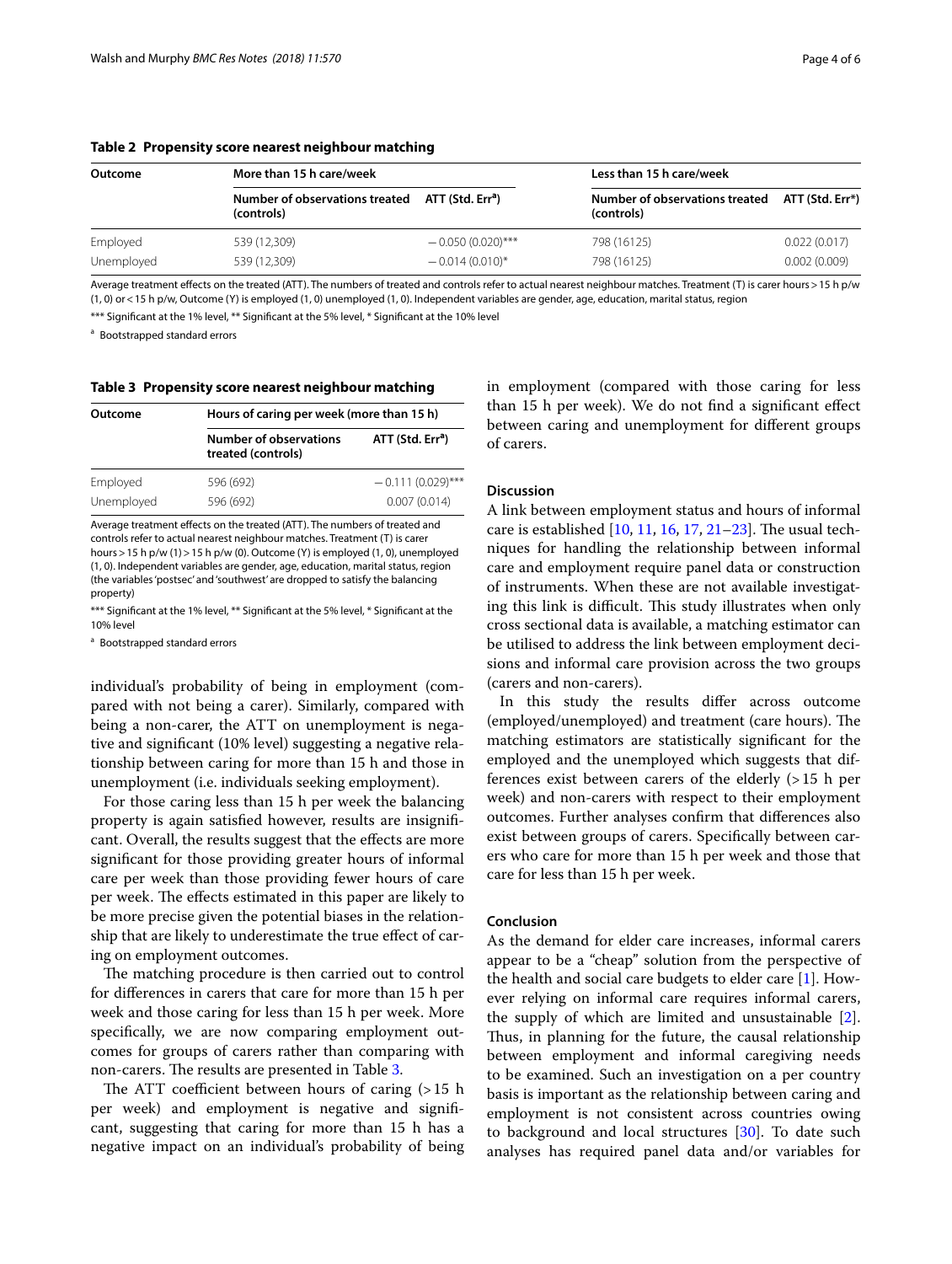**Table 2 Propensity score nearest neighbour matching**

| Outcome | More than 15 h care/week | | Less than 15 h care/week | |
|---|---|---|---|---|
| | Number of observations treated (controls) | ATT (Std. Err[a]) | Number of observations treated (controls) | ATT (Std. Err[a]) |
| Employed | 539 (12,309) | −0.050 (0.020)*** | 798 (16125) | 0.022 (0.017) |
| Unemployed | 539 (12,309) | −0.014 (0.010)* | 798 (16125) | 0.002 (0.009) |

Average treatment effects on the treated (ATT). The numbers of treated and controls refer to actual nearest neighbour matches. Treatment (T) is carer hours > 15 h p/w (1, 0) or < 15 h p/w, Outcome (Y) is employed (1, 0) unemployed (1, 0). Independent variables are gender, age, education, marital status, region

*** Significant at the 1% level, ** Significant at the 5% level, * Significant at the 10% level

[a] Bootstrapped standard errors

**Table 3 Propensity score nearest neighbour matching**

| Outcome | Hours of caring per week (more than 15 h) | |
|---|---|---|
| | Number of observations treated (controls) | ATT (Std. Err[a]) |
| Employed | 596 (692) | −0.111 (0.029)*** |
| Unemployed | 596 (692) | 0.007 (0.014) |

Average treatment effects on the treated (ATT). The numbers of treated and controls refer to actual nearest neighbour matches. Treatment (T) is carer hours > 15 h p/w (1) > 15 h p/w (0). Outcome (Y) is employed (1, 0), unemployed (1, 0). Independent variables are gender, age, education, marital status, region (the variables 'postsec' and 'southwest' are dropped to satisfy the balancing property)

*** Significant at the 1% level, ** Significant at the 5% level, * Significant at the 10% level

[a] Bootstrapped standard errors

individual's probability of being in employment (compared with not being a carer). Similarly, compared with being a non-carer, the ATT on unemployment is negative and significant (10% level) suggesting a negative relationship between caring for more than 15 h and those in unemployment (i.e. individuals seeking employment).

For those caring less than 15 h per week the balancing property is again satisfied however, results are insignificant. Overall, the results suggest that the effects are more significant for those providing greater hours of informal care per week than those providing fewer hours of care per week. The effects estimated in this paper are likely to be more precise given the potential biases in the relationship that are likely to underestimate the true effect of caring on employment outcomes.

The matching procedure is then carried out to control for differences in carers that care for more than 15 h per week and those caring for less than 15 h per week. More specifically, we are now comparing employment outcomes for groups of carers rather than comparing with non-carers. The results are presented in Table 3.

The ATT coefficient between hours of caring (> 15 h per week) and employment is negative and significant, suggesting that caring for more than 15 h has a negative impact on an individual's probability of being in employment (compared with those caring for less than 15 h per week). We do not find a significant effect between caring and unemployment for different groups of carers.

## Discussion

A link between employment status and hours of informal care is established [10, 11, 16, 17, 21–23]. The usual techniques for handling the relationship between informal care and employment require panel data or construction of instruments. When these are not available investigating this link is difficult. This study illustrates when only cross sectional data is available, a matching estimator can be utilised to address the link between employment decisions and informal care provision across the two groups (carers and non-carers).

In this study the results differ across outcome (employed/unemployed) and treatment (care hours). The matching estimators are statistically significant for the employed and the unemployed which suggests that differences exist between carers of the elderly (> 15 h per week) and non-carers with respect to their employment outcomes. Further analyses confirm that differences also exist between groups of carers. Specifically between carers who care for more than 15 h per week and those that care for less than 15 h per week.

## Conclusion

As the demand for elder care increases, informal carers appear to be a "cheap" solution from the perspective of the health and social care budgets to elder care [1]. However relying on informal care requires informal carers, the supply of which are limited and unsustainable [2]. Thus, in planning for the future, the causal relationship between employment and informal caregiving needs to be examined. Such an investigation on a per country basis is important as the relationship between caring and employment is not consistent across countries owing to background and local structures [30]. To date such analyses has required panel data and/or variables for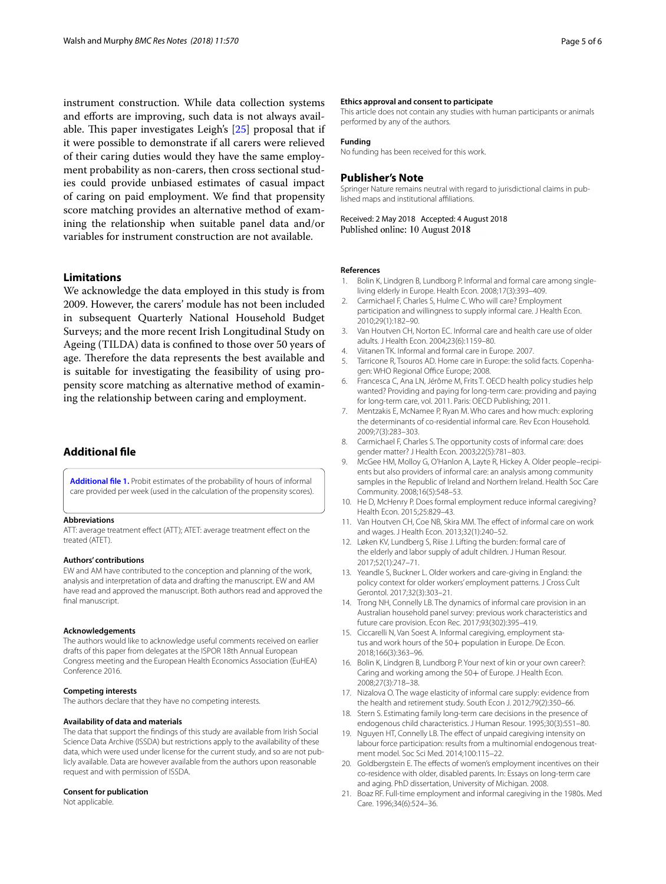instrument construction. While data collection systems and efforts are improving, such data is not always available. This paper investigates Leigh's [25] proposal that if it were possible to demonstrate if all carers were relieved of their caring duties would they have the same employment probability as non-carers, then cross sectional studies could provide unbiased estimates of casual impact of caring on paid employment. We find that propensity score matching provides an alternative method of examining the relationship when suitable panel data and/or variables for instrument construction are not available.

## Limitations

We acknowledge the data employed in this study is from 2009. However, the carers' module has not been included in subsequent Quarterly National Household Budget Surveys; and the more recent Irish Longitudinal Study on Ageing (TILDA) data is confined to those over 50 years of age. Therefore the data represents the best available and is suitable for investigating the feasibility of using propensity score matching as alternative method of examining the relationship between caring and employment.

## Additional file

**Additional file 1.** Probit estimates of the probability of hours of informal care provided per week (used in the calculation of the propensity scores).

#### Abbreviations

ATT: average treatment effect (ATT); ATET: average treatment effect on the treated (ATET).

#### Authors' contributions

EW and AM have contributed to the conception and planning of the work, analysis and interpretation of data and drafting the manuscript. EW and AM have read and approved the manuscript. Both authors read and approved the final manuscript.

#### Acknowledgements

The authors would like to acknowledge useful comments received on earlier drafts of this paper from delegates at the ISPOR 18th Annual European Congress meeting and the European Health Economics Association (EuHEA) Conference 2016.

#### Competing interests

The authors declare that they have no competing interests.

#### Availability of data and materials

The data that support the findings of this study are available from Irish Social Science Data Archive (ISSDA) but restrictions apply to the availability of these data, which were used under license for the current study, and so are not publicly available. Data are however available from the authors upon reasonable request and with permission of ISSDA.

#### Consent for publication

Not applicable.

#### Ethics approval and consent to participate

This article does not contain any studies with human participants or animals performed by any of the authors.

#### Funding

No funding has been received for this work.

### Publisher's Note

Springer Nature remains neutral with regard to jurisdictional claims in published maps and institutional affiliations.

Received: 2 May 2018 Accepted: 4 August 2018
Published online: 10 August 2018

#### References

1. Bolin K, Lindgren B, Lundborg P. Informal and formal care among single-living elderly in Europe. Health Econ. 2008;17(3):393–409.
2. Carmichael F, Charles S, Hulme C. Who will care? Employment participation and willingness to supply informal care. J Health Econ. 2010;29(1):182–90.
3. Van Houtven CH, Norton EC. Informal care and health care use of older adults. J Health Econ. 2004;23(6):1159–80.
4. Viitanen TK. Informal and formal care in Europe. 2007.
5. Tarricone R, Tsouros AD. Home care in Europe: the solid facts. Copenhagen: WHO Regional Office Europe; 2008.
6. Francesca C, Ana LN, Jérôme M, Frits T. OECD health policy studies help wanted? Providing and paying for long-term care: providing and paying for long-term care, vol. 2011. Paris: OECD Publishing; 2011.
7. Mentzakis E, McNamee P, Ryan M. Who cares and how much: exploring the determinants of co-residential informal care. Rev Econ Household. 2009;7(3):283–303.
8. Carmichael F, Charles S. The opportunity costs of informal care: does gender matter? J Health Econ. 2003;22(5):781–803.
9. McGee HM, Molloy G, O'Hanlon A, Layte R, Hickey A. Older people–recipients but also providers of informal care: an analysis among community samples in the Republic of Ireland and Northern Ireland. Health Soc Care Community. 2008;16(5):548–53.
10. He D, McHenry P. Does formal employment reduce informal caregiving? Health Econ. 2015;25:829–43.
11. Van Houtven CH, Coe NB, Skira MM. The effect of informal care on work and wages. J Health Econ. 2013;32(1):240–52.
12. Løken KV, Lundberg S, Riise J. Lifting the burden: formal care of the elderly and labor supply of adult children. J Human Resour. 2017;52(1):247–71.
13. Yeandle S, Buckner L. Older workers and care-giving in England: the policy context for older workers' employment patterns. J Cross Cult Gerontol. 2017;32(3):303–21.
14. Trong NH, Connelly LB. The dynamics of informal care provision in an Australian household panel survey: previous work characteristics and future care provision. Econ Rec. 2017;93(302):395–419.
15. Ciccarelli N, Van Soest A. Informal caregiving, employment status and work hours of the 50+ population in Europe. De Econ. 2018;166(3):363–96.
16. Bolin K, Lindgren B, Lundborg P. Your next of kin or your own career?: Caring and working among the 50+ of Europe. J Health Econ. 2008;27(3):718–38.
17. Nizalova O. The wage elasticity of informal care supply: evidence from the health and retirement study. South Econ J. 2012;79(2):350–66.
18. Stern S. Estimating family long-term care decisions in the presence of endogenous child characteristics. J Human Resour. 1995;30(3):551–80.
19. Nguyen HT, Connelly LB. The effect of unpaid caregiving intensity on labour force participation: results from a multinomial endogenous treatment model. Soc Sci Med. 2014;100:115–22.
20. Goldbergstein E. The effects of women's employment incentives on their co-residence with older, disabled parents. In: Essays on long-term care and aging. PhD dissertation, University of Michigan. 2008.
21. Boaz RF. Full-time employment and informal caregiving in the 1980s. Med Care. 1996;34(6):524–36.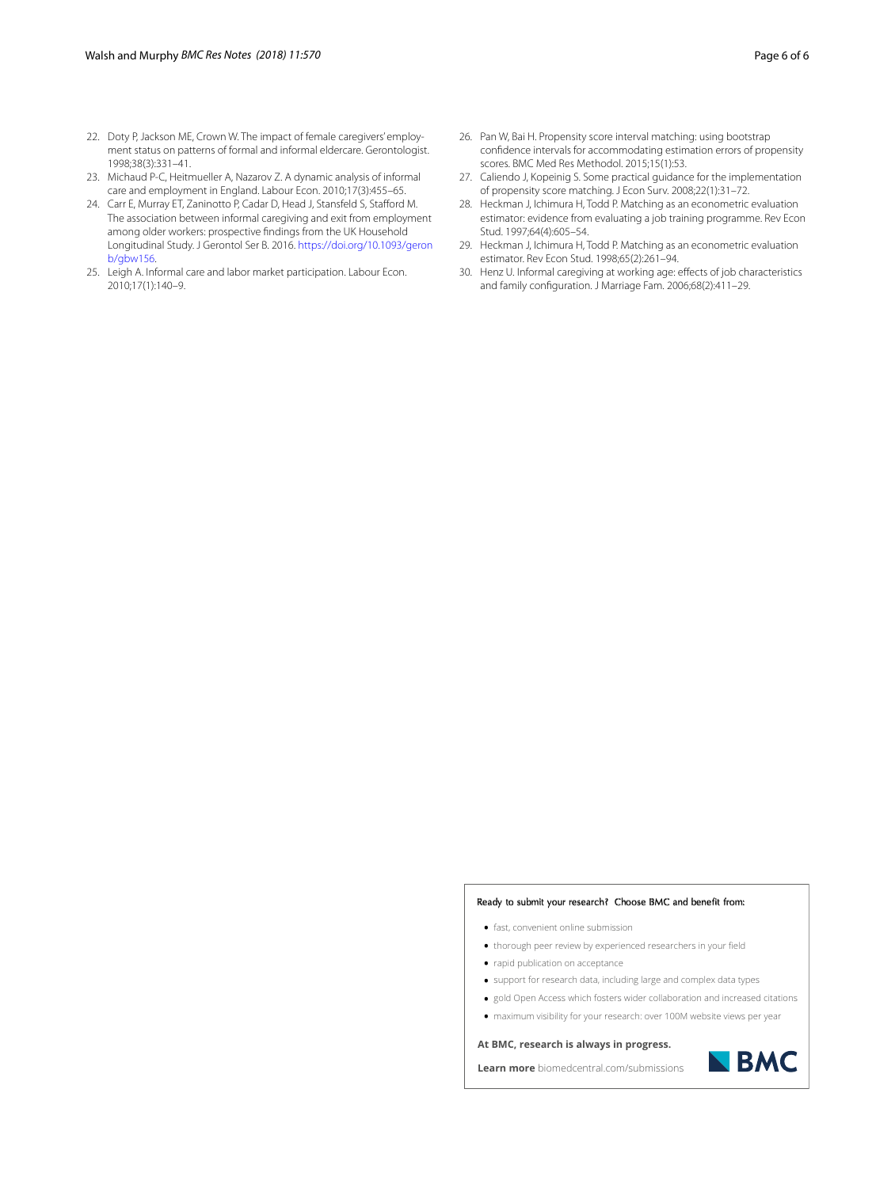22. Doty P, Jackson ME, Crown W. The impact of female caregivers' employment status on patterns of formal and informal eldercare. Gerontologist. 1998;38(3):331–41.
23. Michaud P-C, Heitmueller A, Nazarov Z. A dynamic analysis of informal care and employment in England. Labour Econ. 2010;17(3):455–65.
24. Carr E, Murray ET, Zaninotto P, Cadar D, Head J, Stansfeld S, Stafford M. The association between informal caregiving and exit from employment among older workers: prospective findings from the UK Household Longitudinal Study. J Gerontol Ser B. 2016. https://doi.org/10.1093/geronb/gbw156.
25. Leigh A. Informal care and labor market participation. Labour Econ. 2010;17(1):140–9.
26. Pan W, Bai H. Propensity score interval matching: using bootstrap confidence intervals for accommodating estimation errors of propensity scores. BMC Med Res Methodol. 2015;15(1):53.
27. Caliendo J, Kopeinig S. Some practical guidance for the implementation of propensity score matching. J Econ Surv. 2008;22(1):31–72.
28. Heckman J, Ichimura H, Todd P. Matching as an econometric evaluation estimator: evidence from evaluating a job training programme. Rev Econ Stud. 1997;64(4):605–54.
29. Heckman J, Ichimura H, Todd P. Matching as an econometric evaluation estimator. Rev Econ Stud. 1998;65(2):261–94.
30. Henz U. Informal caregiving at working age: effects of job characteristics and family configuration. J Marriage Fam. 2006;68(2):411–29.

Ready to submit your research? Choose BMC and benefit from:

- fast, convenient online submission
- thorough peer review by experienced researchers in your field
- rapid publication on acceptance
- support for research data, including large and complex data types
- gold Open Access which fosters wider collaboration and increased citations
- maximum visibility for your research: over 100M website views per year

**At BMC, research is always in progress.**

**Learn more** biomedcentral.com/submissions

BMC